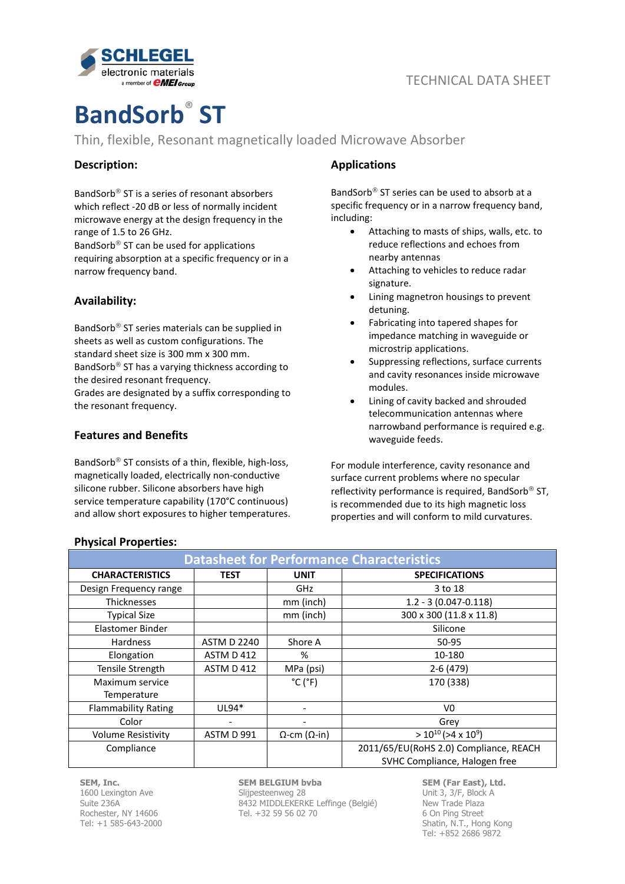TECHNICAL DATA SHEET

# BandSorb® ST

Thin, flexible, Resonant magnetically loaded Microwave Absorber

## Description:

BandSorb® ST is a series of resonant absorbers which reflect -20 dB or less of normally incident microwave energy at the design frequency in the range of 1.5 to 26 GHz.
BandSorb® ST can be used for applications requiring absorption at a specific frequency or in a narrow frequency band.

## Availability:

BandSorb® ST series materials can be supplied in sheets as well as custom configurations. The standard sheet size is 300 mm x 300 mm.
BandSorb® ST has a varying thickness according to the desired resonant frequency.
Grades are designated by a suffix corresponding to the resonant frequency.

## Features and Benefits

BandSorb® ST consists of a thin, flexible, high-loss, magnetically loaded, electrically non-conductive silicone rubber. Silicone absorbers have high service temperature capability (170°C continuous) and allow short exposures to higher temperatures.

## Applications

BandSorb® ST series can be used to absorb at a specific frequency or in a narrow frequency band, including:

- Attaching to masts of ships, walls, etc. to reduce reflections and echoes from nearby antennas
- Attaching to vehicles to reduce radar signature.
- Lining magnetron housings to prevent detuning.
- Fabricating into tapered shapes for impedance matching in waveguide or microstrip applications.
- Suppressing reflections, surface currents and cavity resonances inside microwave modules.
- Lining of cavity backed and shrouded telecommunication antennas where narrowband performance is required e.g. waveguide feeds.

For module interference, cavity resonance and surface current problems where no specular reflectivity performance is required, BandSorb® ST, is recommended due to its high magnetic loss properties and will conform to mild curvatures.

## Physical Properties:

**Datasheet for Performance Characteristics**

| CHARACTERISTICS | TEST | UNIT | SPECIFICATIONS |
|---|---|---|---|
| Design Frequency range | | GHz | 3 to 18 |
| Thicknesses | | mm (inch) | 1.2 - 3 (0.047-0.118) |
| Typical Size | | mm (inch) | 300 x 300 (11.8 x 11.8) |
| Elastomer Binder | | | Silicone |
| Hardness | ASTM D 2240 | Shore A | 50-95 |
| Elongation | ASTM D 412 | % | 10-180 |
| Tensile Strength | ASTM D 412 | MPa (psi) | 2-6 (479) |
| Maximum service Temperature | | °C (°F) | 170 (338) |
| Flammability Rating | UL94* | - | V0 |
| Color | - | - | Grey |
| Volume Resistivity | ASTM D 991 | Ω-cm (Ω-in) | $> 10^{10}$ ($>4 \times 10^{9}$) |
| Compliance | | | 2011/65/EU(RoHS 2.0) Compliance, REACH SVHC Compliance, Halogen free |

**SEM, Inc.**
1600 Lexington Ave
Suite 236A
Rochester, NY 14606
Tel: +1 585-643-2000

**SEM BELGIUM bvba**
Slijpesteenweg 28
8432 MIDDLEKERKE Leffinge (België)
Tel. +32 59 56 02 70

**SEM (Far East), Ltd.**
Unit 3, 3/F, Block A
New Trade Plaza
6 On Ping Street
Shatin, N.T., Hong Kong
Tel: +852 2686 9872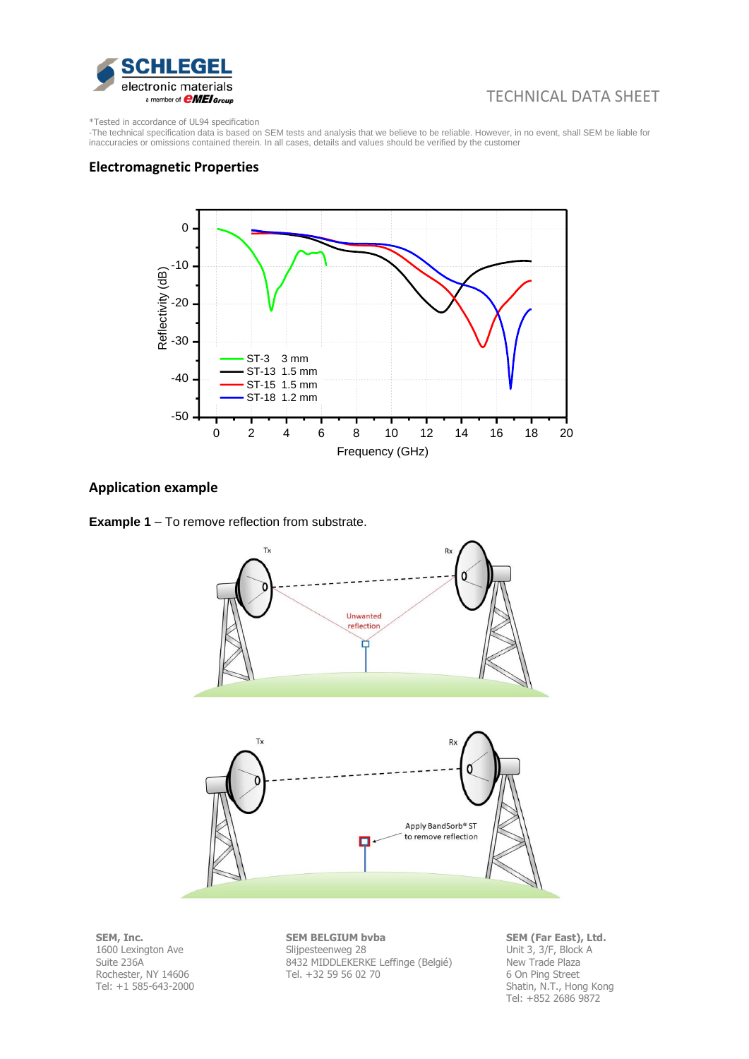*Tested in accordance of UL94 specification
-The technical specification data is based on SEM tests and analysis that we believe to be reliable. However, in no event, shall SEM be liable for inaccuracies or omissions contained therein. In all cases, details and values should be verified by the customer

## Electromagnetic Properties

## Application example

**Example 1** – To remove reflection from substrate.

**SEM, Inc.**
1600 Lexington Ave
Suite 236A
Rochester, NY 14606
Tel: +1 585-643-2000

**SEM BELGIUM bvba**
Slijpesteenweg 28
8432 MIDDLEKERKE Leffinge (Belgié)
Tel. +32 59 56 02 70

**SEM (Far East), Ltd.**
Unit 3, 3/F, Block A
New Trade Plaza
6 On Ping Street
Shatin, N.T., Hong Kong
Tel: +852 2686 9872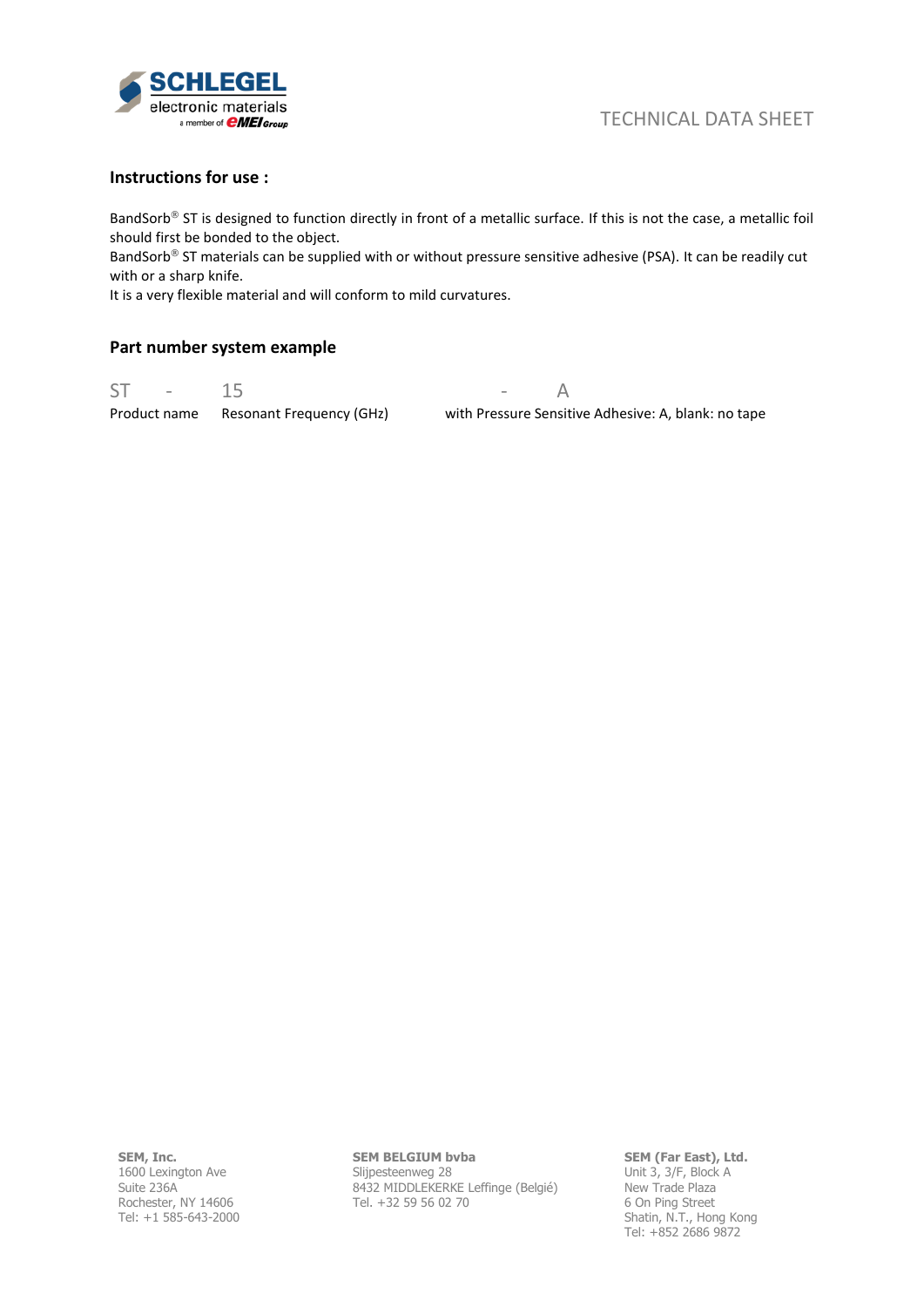## Instructions for use :

BandSorb® ST is designed to function directly in front of a metallic surface. If this is not the case, a metallic foil should first be bonded to the object.
BandSorb® ST materials can be supplied with or without pressure sensitive adhesive (PSA). It can be readily cut with or a sharp knife.
It is a very flexible material and will conform to mild curvatures.

## Part number system example

| ST | - | 15 | - | A |
|---|---|---|---|---|
| Product name | | Resonant Frequency (GHz) | | with Pressure Sensitive Adhesive: A, blank: no tape |

**SEM, Inc.**
1600 Lexington Ave
Suite 236A
Rochester, NY 14606
Tel: +1 585-643-2000

**SEM BELGIUM bvba**
Slijpesteenweg 28
8432 MIDDLEKERKE Leffinge (Belgié)
Tel. +32 59 56 02 70

**SEM (Far East), Ltd.**
Unit 3, 3/F, Block A
New Trade Plaza
6 On Ping Street
Shatin, N.T., Hong Kong
Tel: +852 2686 9872